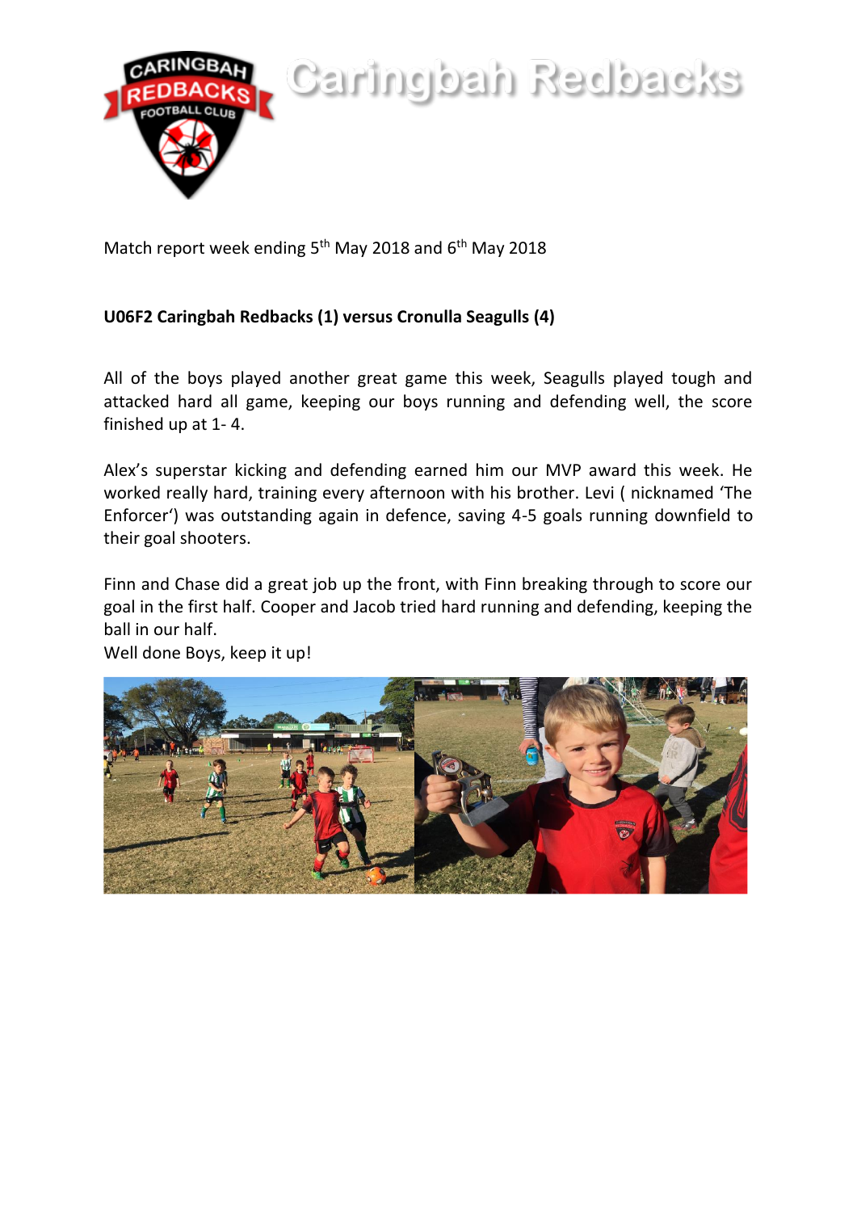# Caringbah Redbacks

Match report week ending 5th May 2018 and 6th May 2018

**U06F2 Caringbah Redbacks (1) versus Cronulla Seagulls (4)**

All of the boys played another great game this week, Seagulls played tough and attacked hard all game, keeping our boys running and defending well, the score finished up at 1- 4.

Alex's superstar kicking and defending earned him our MVP award this week. He worked really hard, training every afternoon with his brother. Levi ( nicknamed 'The Enforcer') was outstanding again in defence, saving 4-5 goals running downfield to their goal shooters.

Finn and Chase did a great job up the front, with Finn breaking through to score our goal in the first half. Cooper and Jacob tried hard running and defending, keeping the ball in our half.

Well done Boys, keep it up!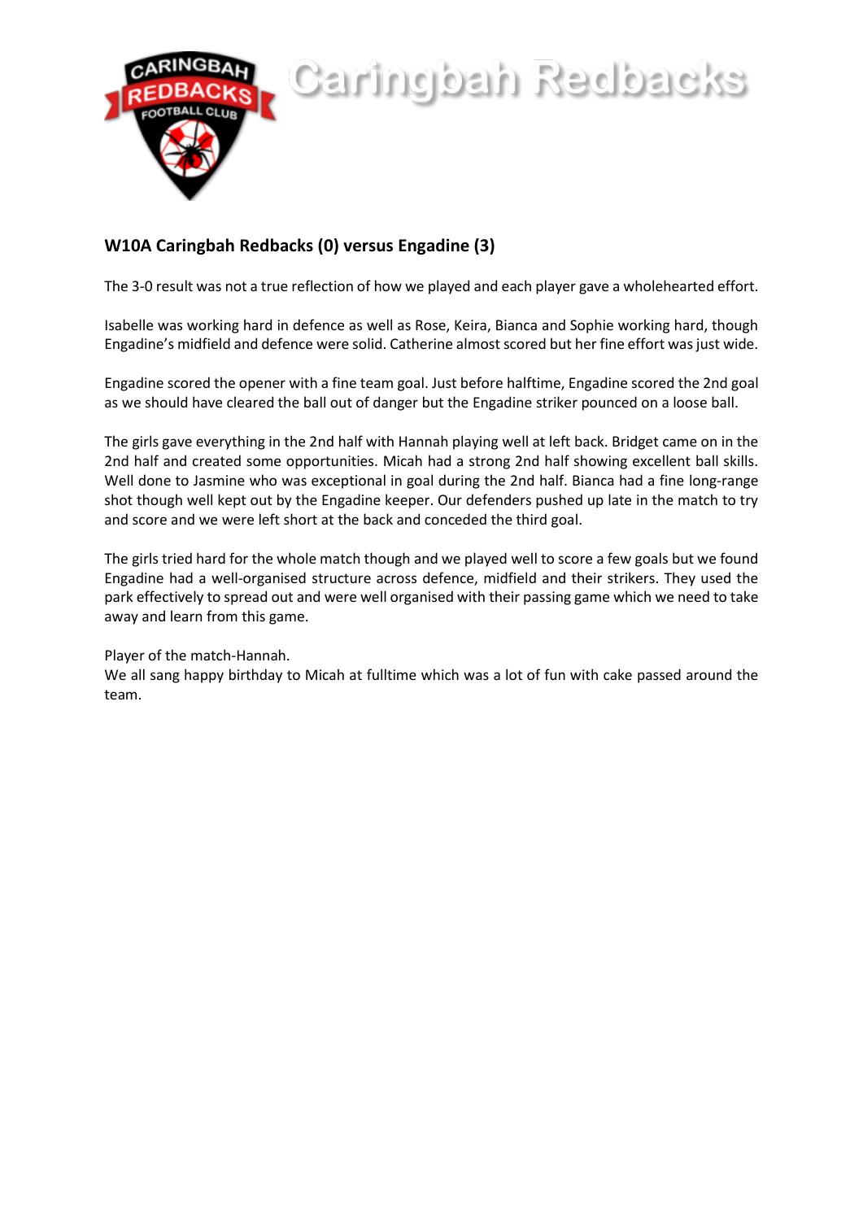# Caringbah Redbacks

## W10A Caringbah Redbacks (0) versus Engadine (3)

The 3-0 result was not a true reflection of how we played and each player gave a wholehearted effort.

Isabelle was working hard in defence as well as Rose, Keira, Bianca and Sophie working hard, though Engadine's midfield and defence were solid. Catherine almost scored but her fine effort was just wide.

Engadine scored the opener with a fine team goal. Just before halftime, Engadine scored the 2nd goal as we should have cleared the ball out of danger but the Engadine striker pounced on a loose ball.

The girls gave everything in the 2nd half with Hannah playing well at left back. Bridget came on in the 2nd half and created some opportunities. Micah had a strong 2nd half showing excellent ball skills. Well done to Jasmine who was exceptional in goal during the 2nd half. Bianca had a fine long-range shot though well kept out by the Engadine keeper. Our defenders pushed up late in the match to try and score and we were left short at the back and conceded the third goal.

The girls tried hard for the whole match though and we played well to score a few goals but we found Engadine had a well-organised structure across defence, midfield and their strikers. They used the park effectively to spread out and were well organised with their passing game which we need to take away and learn from this game.

Player of the match-Hannah.
We all sang happy birthday to Micah at fulltime which was a lot of fun with cake passed around the team.